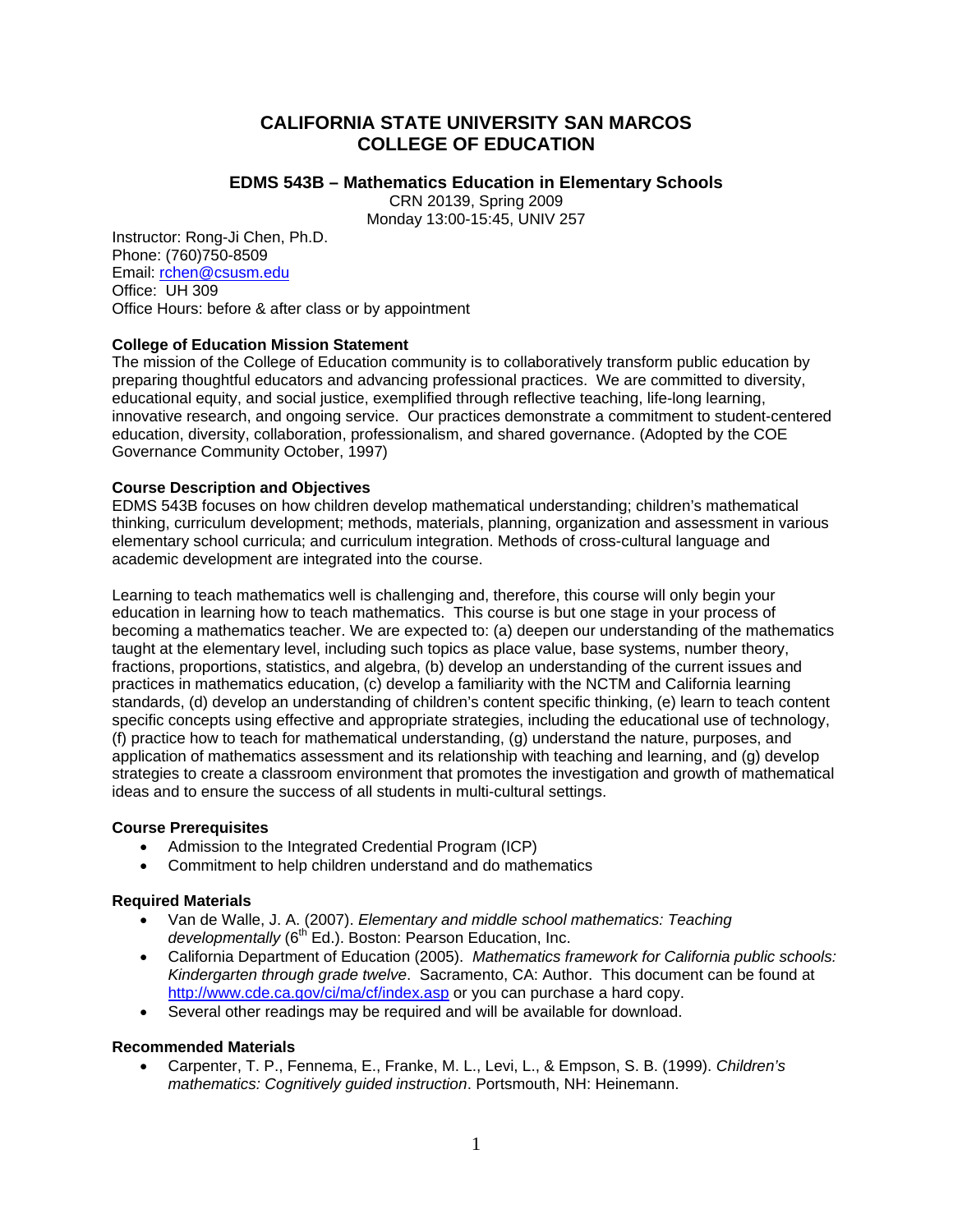# CALIFORNIA STATE UNIVERSITY SAN MARCOS
# COLLEGE OF EDUCATION

### EDMS 543B – Mathematics Education in Elementary Schools

CRN 20139, Spring 2009
Monday 13:00-15:45, UNIV 257

Instructor: Rong-Ji Chen, Ph.D.
Phone: (760)750-8509
Email: rchen@csusm.edu
Office: UH 309
Office Hours: before & after class or by appointment

**College of Education Mission Statement**

The mission of the College of Education community is to collaboratively transform public education by preparing thoughtful educators and advancing professional practices. We are committed to diversity, educational equity, and social justice, exemplified through reflective teaching, life-long learning, innovative research, and ongoing service. Our practices demonstrate a commitment to student-centered education, diversity, collaboration, professionalism, and shared governance. (Adopted by the COE Governance Community October, 1997)

**Course Description and Objectives**

EDMS 543B focuses on how children develop mathematical understanding; children's mathematical thinking, curriculum development; methods, materials, planning, organization and assessment in various elementary school curricula; and curriculum integration. Methods of cross-cultural language and academic development are integrated into the course.

Learning to teach mathematics well is challenging and, therefore, this course will only begin your education in learning how to teach mathematics. This course is but one stage in your process of becoming a mathematics teacher. We are expected to: (a) deepen our understanding of the mathematics taught at the elementary level, including such topics as place value, base systems, number theory, fractions, proportions, statistics, and algebra, (b) develop an understanding of the current issues and practices in mathematics education, (c) develop a familiarity with the NCTM and California learning standards, (d) develop an understanding of children's content specific thinking, (e) learn to teach content specific concepts using effective and appropriate strategies, including the educational use of technology, (f) practice how to teach for mathematical understanding, (g) understand the nature, purposes, and application of mathematics assessment and its relationship with teaching and learning, and (g) develop strategies to create a classroom environment that promotes the investigation and growth of mathematical ideas and to ensure the success of all students in multi-cultural settings.

**Course Prerequisites**

- Admission to the Integrated Credential Program (ICP)
- Commitment to help children understand and do mathematics

**Required Materials**

- Van de Walle, J. A. (2007). *Elementary and middle school mathematics: Teaching developmentally* (6th Ed.). Boston: Pearson Education, Inc.
- California Department of Education (2005). *Mathematics framework for California public schools: Kindergarten through grade twelve*. Sacramento, CA: Author. This document can be found at http://www.cde.ca.gov/ci/ma/cf/index.asp or you can purchase a hard copy.
- Several other readings may be required and will be available for download.

**Recommended Materials**

- Carpenter, T. P., Fennema, E., Franke, M. L., Levi, L., & Empson, S. B. (1999). *Children's mathematics: Cognitively guided instruction*. Portsmouth, NH: Heinemann.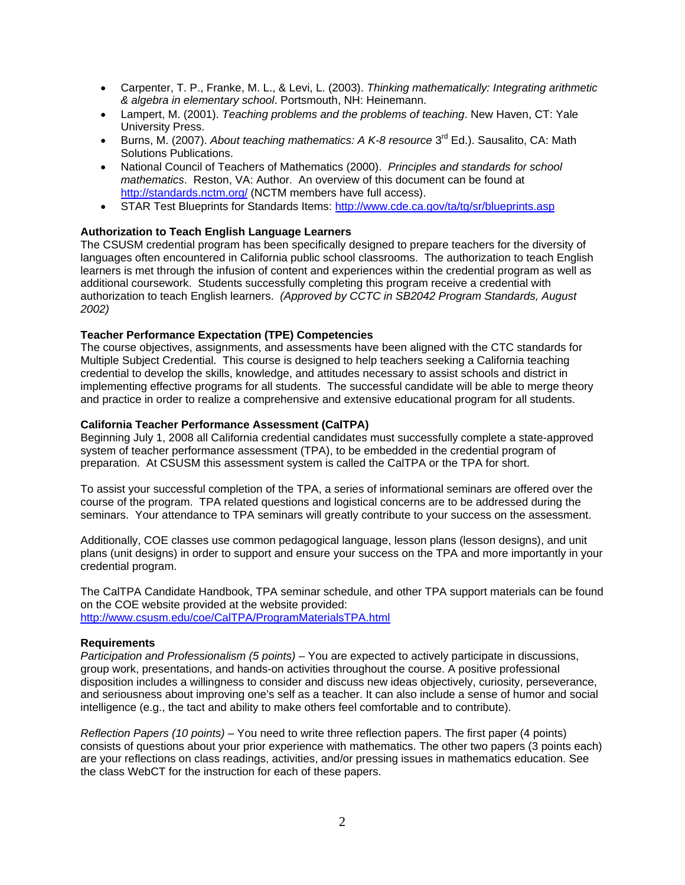- Carpenter, T. P., Franke, M. L., & Levi, L. (2003). *Thinking mathematically: Integrating arithmetic & algebra in elementary school*. Portsmouth, NH: Heinemann.
- Lampert, M. (2001). *Teaching problems and the problems of teaching*. New Haven, CT: Yale University Press.
- Burns, M. (2007). *About teaching mathematics: A K-8 resource* 3rd Ed.). Sausalito, CA: Math Solutions Publications.
- National Council of Teachers of Mathematics (2000). *Principles and standards for school mathematics*. Reston, VA: Author. An overview of this document can be found at http://standards.nctm.org/ (NCTM members have full access).
- STAR Test Blueprints for Standards Items: http://www.cde.ca.gov/ta/tg/sr/blueprints.asp

**Authorization to Teach English Language Learners**

The CSUSM credential program has been specifically designed to prepare teachers for the diversity of languages often encountered in California public school classrooms. The authorization to teach English learners is met through the infusion of content and experiences within the credential program as well as additional coursework. Students successfully completing this program receive a credential with authorization to teach English learners. *(Approved by CCTC in SB2042 Program Standards, August 2002)*

**Teacher Performance Expectation (TPE) Competencies**

The course objectives, assignments, and assessments have been aligned with the CTC standards for Multiple Subject Credential. This course is designed to help teachers seeking a California teaching credential to develop the skills, knowledge, and attitudes necessary to assist schools and district in implementing effective programs for all students. The successful candidate will be able to merge theory and practice in order to realize a comprehensive and extensive educational program for all students.

**California Teacher Performance Assessment (CalTPA)**

Beginning July 1, 2008 all California credential candidates must successfully complete a state-approved system of teacher performance assessment (TPA), to be embedded in the credential program of preparation. At CSUSM this assessment system is called the CalTPA or the TPA for short.

To assist your successful completion of the TPA, a series of informational seminars are offered over the course of the program. TPA related questions and logistical concerns are to be addressed during the seminars. Your attendance to TPA seminars will greatly contribute to your success on the assessment.

Additionally, COE classes use common pedagogical language, lesson plans (lesson designs), and unit plans (unit designs) in order to support and ensure your success on the TPA and more importantly in your credential program.

The CalTPA Candidate Handbook, TPA seminar schedule, and other TPA support materials can be found on the COE website provided at the website provided: http://www.csusm.edu/coe/CalTPA/ProgramMaterialsTPA.html

**Requirements**

*Participation and Professionalism (5 points)* – You are expected to actively participate in discussions, group work, presentations, and hands-on activities throughout the course. A positive professional disposition includes a willingness to consider and discuss new ideas objectively, curiosity, perseverance, and seriousness about improving one's self as a teacher. It can also include a sense of humor and social intelligence (e.g., the tact and ability to make others feel comfortable and to contribute).

*Reflection Papers (10 points)* – You need to write three reflection papers. The first paper (4 points) consists of questions about your prior experience with mathematics. The other two papers (3 points each) are your reflections on class readings, activities, and/or pressing issues in mathematics education. See the class WebCT for the instruction for each of these papers.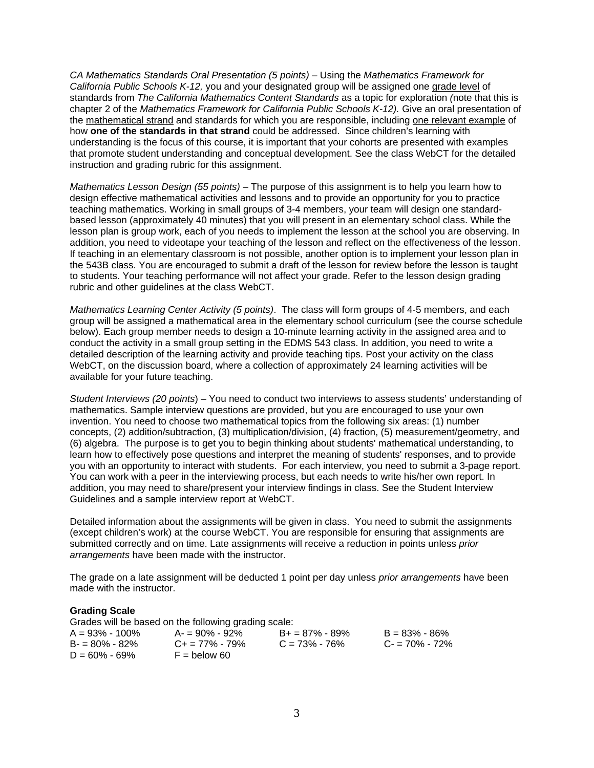*CA Mathematics Standards Oral Presentation (5 points)* – Using the *Mathematics Framework for California Public Schools K-12,* you and your designated group will be assigned one <u>grade level</u> of standards from *The California Mathematics Content Standards* as a topic for exploration *(*note that this is chapter 2 of the *Mathematics Framework for California Public Schools K-12).* Give an oral presentation of the <u>mathematical strand</u> and standards for which you are responsible, including <u>one relevant example</u> of how **one of the standards in that strand** could be addressed. Since children's learning with understanding is the focus of this course, it is important that your cohorts are presented with examples that promote student understanding and conceptual development. See the class WebCT for the detailed instruction and grading rubric for this assignment.

*Mathematics Lesson Design (55 points)* – The purpose of this assignment is to help you learn how to design effective mathematical activities and lessons and to provide an opportunity for you to practice teaching mathematics. Working in small groups of 3-4 members, your team will design one standard-based lesson (approximately 40 minutes) that you will present in an elementary school class. While the lesson plan is group work, each of you needs to implement the lesson at the school you are observing. In addition, you need to videotape your teaching of the lesson and reflect on the effectiveness of the lesson. If teaching in an elementary classroom is not possible, another option is to implement your lesson plan in the 543B class. You are encouraged to submit a draft of the lesson for review before the lesson is taught to students. Your teaching performance will not affect your grade. Refer to the lesson design grading rubric and other guidelines at the class WebCT.

*Mathematics Learning Center Activity (5 points)*. The class will form groups of 4-5 members, and each group will be assigned a mathematical area in the elementary school curriculum (see the course schedule below). Each group member needs to design a 10-minute learning activity in the assigned area and to conduct the activity in a small group setting in the EDMS 543 class. In addition, you need to write a detailed description of the learning activity and provide teaching tips. Post your activity on the class WebCT, on the discussion board, where a collection of approximately 24 learning activities will be available for your future teaching.

*Student Interviews (20 points*) – You need to conduct two interviews to assess students' understanding of mathematics. Sample interview questions are provided, but you are encouraged to use your own invention. You need to choose two mathematical topics from the following six areas: (1) number concepts, (2) addition/subtraction, (3) multiplication/division, (4) fraction, (5) measurement/geometry, and (6) algebra. The purpose is to get you to begin thinking about students' mathematical understanding, to learn how to effectively pose questions and interpret the meaning of students' responses, and to provide you with an opportunity to interact with students. For each interview, you need to submit a 3-page report. You can work with a peer in the interviewing process, but each needs to write his/her own report. In addition, you may need to share/present your interview findings in class. See the Student Interview Guidelines and a sample interview report at WebCT.

Detailed information about the assignments will be given in class. You need to submit the assignments (except children's work) at the course WebCT. You are responsible for ensuring that assignments are submitted correctly and on time. Late assignments will receive a reduction in points unless *prior arrangements* have been made with the instructor.

The grade on a late assignment will be deducted 1 point per day unless *prior arrangements* have been made with the instructor.

**Grading Scale**

Grades will be based on the following grading scale:

| | | | |
|---|---|---|---|
| A = 93% - 100% | A- = 90% - 92% | B+ = 87% - 89% | B = 83% - 86% |
| B- = 80% - 82% | C+ = 77% - 79% | C = 73% - 76% | C- = 70% - 72% |
| D = 60% - 69% | F = below 60 | | |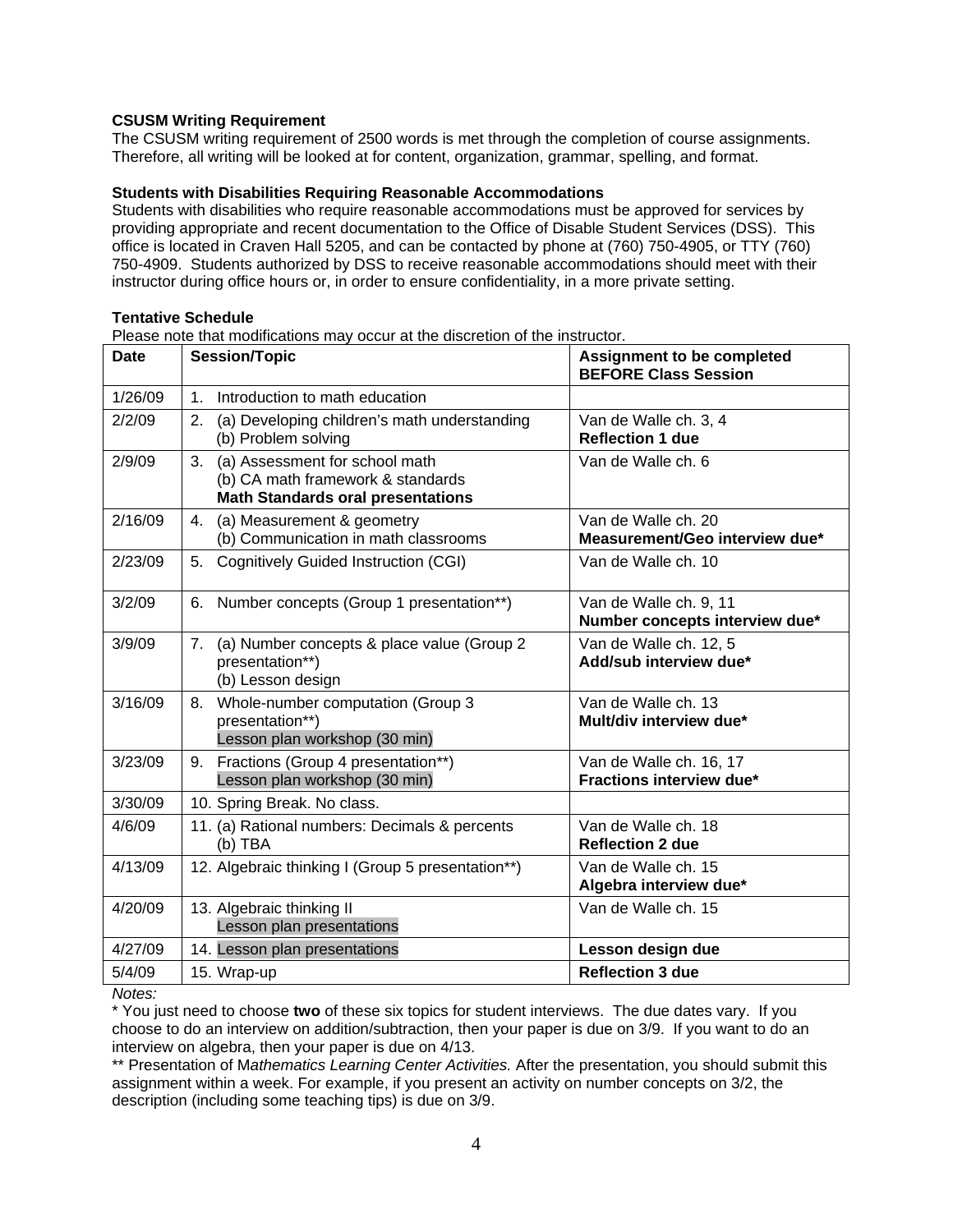**CSUSM Writing Requirement**
The CSUSM writing requirement of 2500 words is met through the completion of course assignments. Therefore, all writing will be looked at for content, organization, grammar, spelling, and format.

**Students with Disabilities Requiring Reasonable Accommodations**
Students with disabilities who require reasonable accommodations must be approved for services by providing appropriate and recent documentation to the Office of Disable Student Services (DSS). This office is located in Craven Hall 5205, and can be contacted by phone at (760) 750-4905, or TTY (760) 750-4909. Students authorized by DSS to receive reasonable accommodations should meet with their instructor during office hours or, in order to ensure confidentiality, in a more private setting.

**Tentative Schedule**
Please note that modifications may occur at the discretion of the instructor.

| Date | Session/Topic | Assignment to be completed BEFORE Class Session |
|---|---|---|
| 1/26/09 | 1. Introduction to math education | |
| 2/2/09 | 2. (a) Developing children's math understanding<br>(b) Problem solving | Van de Walle ch. 3, 4<br>**Reflection 1 due** |
| 2/9/09 | 3. (a) Assessment for school math<br>(b) CA math framework & standards<br>**Math Standards oral presentations** | Van de Walle ch. 6 |
| 2/16/09 | 4. (a) Measurement & geometry<br>(b) Communication in math classrooms | Van de Walle ch. 20<br>**Measurement/Geo interview due*** |
| 2/23/09 | 5. Cognitively Guided Instruction (CGI) | Van de Walle ch. 10 |
| 3/2/09 | 6. Number concepts (Group 1 presentation**) | Van de Walle ch. 9, 11<br>**Number concepts interview due*** |
| 3/9/09 | 7. (a) Number concepts & place value (Group 2 presentation**)<br>(b) Lesson design | Van de Walle ch. 12, 5<br>**Add/sub interview due*** |
| 3/16/09 | 8. Whole-number computation (Group 3 presentation**)<br>Lesson plan workshop (30 min) | Van de Walle ch. 13<br>**Mult/div interview due*** |
| 3/23/09 | 9. Fractions (Group 4 presentation**)<br>Lesson plan workshop (30 min) | Van de Walle ch. 16, 17<br>**Fractions interview due*** |
| 3/30/09 | 10. Spring Break. No class. | |
| 4/6/09 | 11. (a) Rational numbers: Decimals & percents<br>(b) TBA | Van de Walle ch. 18<br>**Reflection 2 due** |
| 4/13/09 | 12. Algebraic thinking I (Group 5 presentation**) | Van de Walle ch. 15<br>**Algebra interview due*** |
| 4/20/09 | 13. Algebraic thinking II<br>Lesson plan presentations | Van de Walle ch. 15 |
| 4/27/09 | 14. Lesson plan presentations | **Lesson design due** |
| 5/4/09 | 15. Wrap-up | **Reflection 3 due** |

*Notes:*
* You just need to choose **two** of these six topics for student interviews. The due dates vary. If you choose to do an interview on addition/subtraction, then your paper is due on 3/9. If you want to do an interview on algebra, then your paper is due on 4/13.
** Presentation of M*athematics Learning Center Activities.* After the presentation, you should submit this assignment within a week. For example, if you present an activity on number concepts on 3/2, the description (including some teaching tips) is due on 3/9.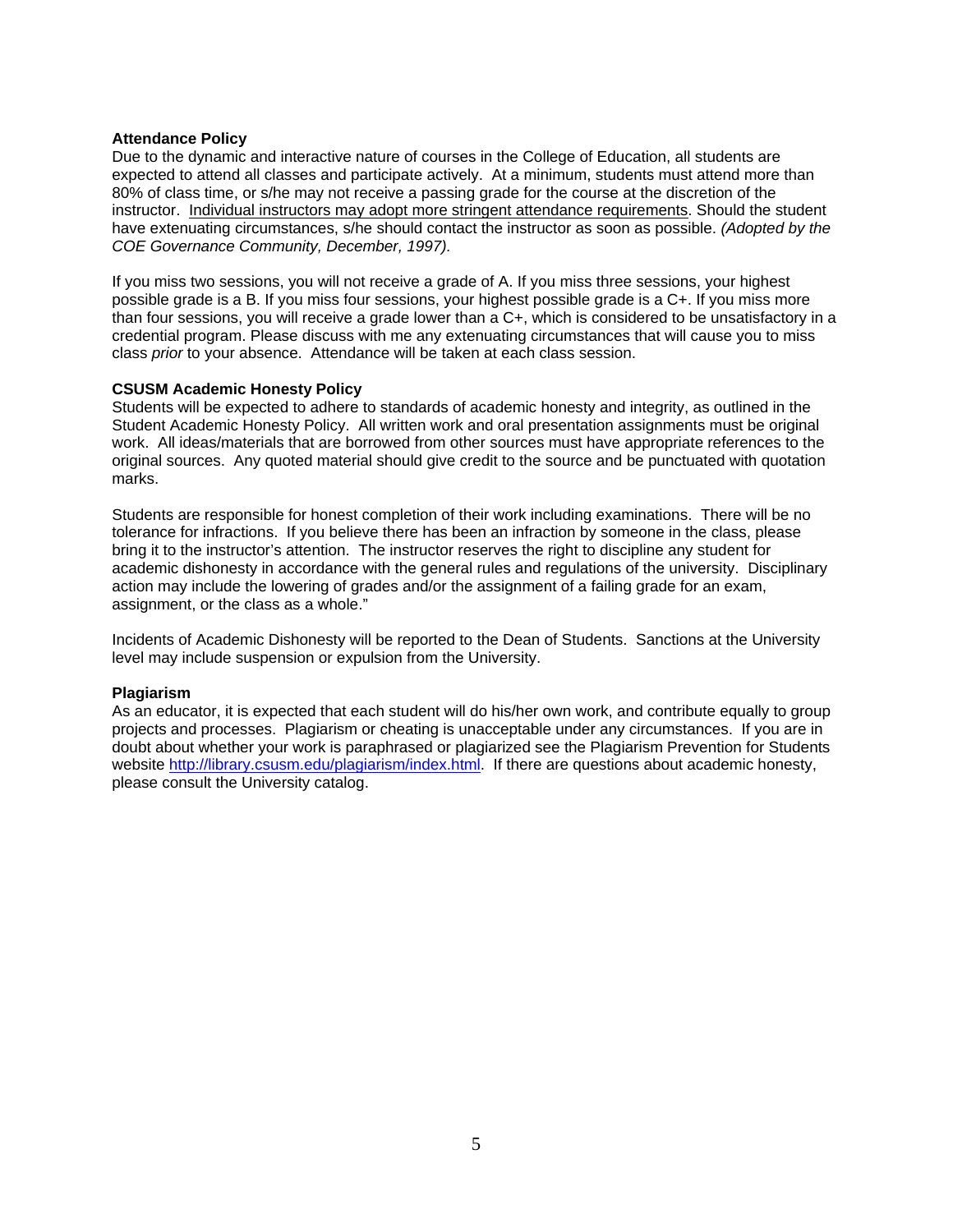**Attendance Policy**

Due to the dynamic and interactive nature of courses in the College of Education, all students are expected to attend all classes and participate actively. At a minimum, students must attend more than 80% of class time, or s/he may not receive a passing grade for the course at the discretion of the instructor. Individual instructors may adopt more stringent attendance requirements. Should the student have extenuating circumstances, s/he should contact the instructor as soon as possible. *(Adopted by the COE Governance Community, December, 1997).*

If you miss two sessions, you will not receive a grade of A. If you miss three sessions, your highest possible grade is a B. If you miss four sessions, your highest possible grade is a C+. If you miss more than four sessions, you will receive a grade lower than a C+, which is considered to be unsatisfactory in a credential program. Please discuss with me any extenuating circumstances that will cause you to miss class *prior* to your absence. Attendance will be taken at each class session.

**CSUSM Academic Honesty Policy**

Students will be expected to adhere to standards of academic honesty and integrity, as outlined in the Student Academic Honesty Policy. All written work and oral presentation assignments must be original work. All ideas/materials that are borrowed from other sources must have appropriate references to the original sources. Any quoted material should give credit to the source and be punctuated with quotation marks.

Students are responsible for honest completion of their work including examinations. There will be no tolerance for infractions. If you believe there has been an infraction by someone in the class, please bring it to the instructor's attention. The instructor reserves the right to discipline any student for academic dishonesty in accordance with the general rules and regulations of the university. Disciplinary action may include the lowering of grades and/or the assignment of a failing grade for an exam, assignment, or the class as a whole."

Incidents of Academic Dishonesty will be reported to the Dean of Students. Sanctions at the University level may include suspension or expulsion from the University.

**Plagiarism**

As an educator, it is expected that each student will do his/her own work, and contribute equally to group projects and processes. Plagiarism or cheating is unacceptable under any circumstances. If you are in doubt about whether your work is paraphrased or plagiarized see the Plagiarism Prevention for Students website http://library.csusm.edu/plagiarism/index.html. If there are questions about academic honesty, please consult the University catalog.